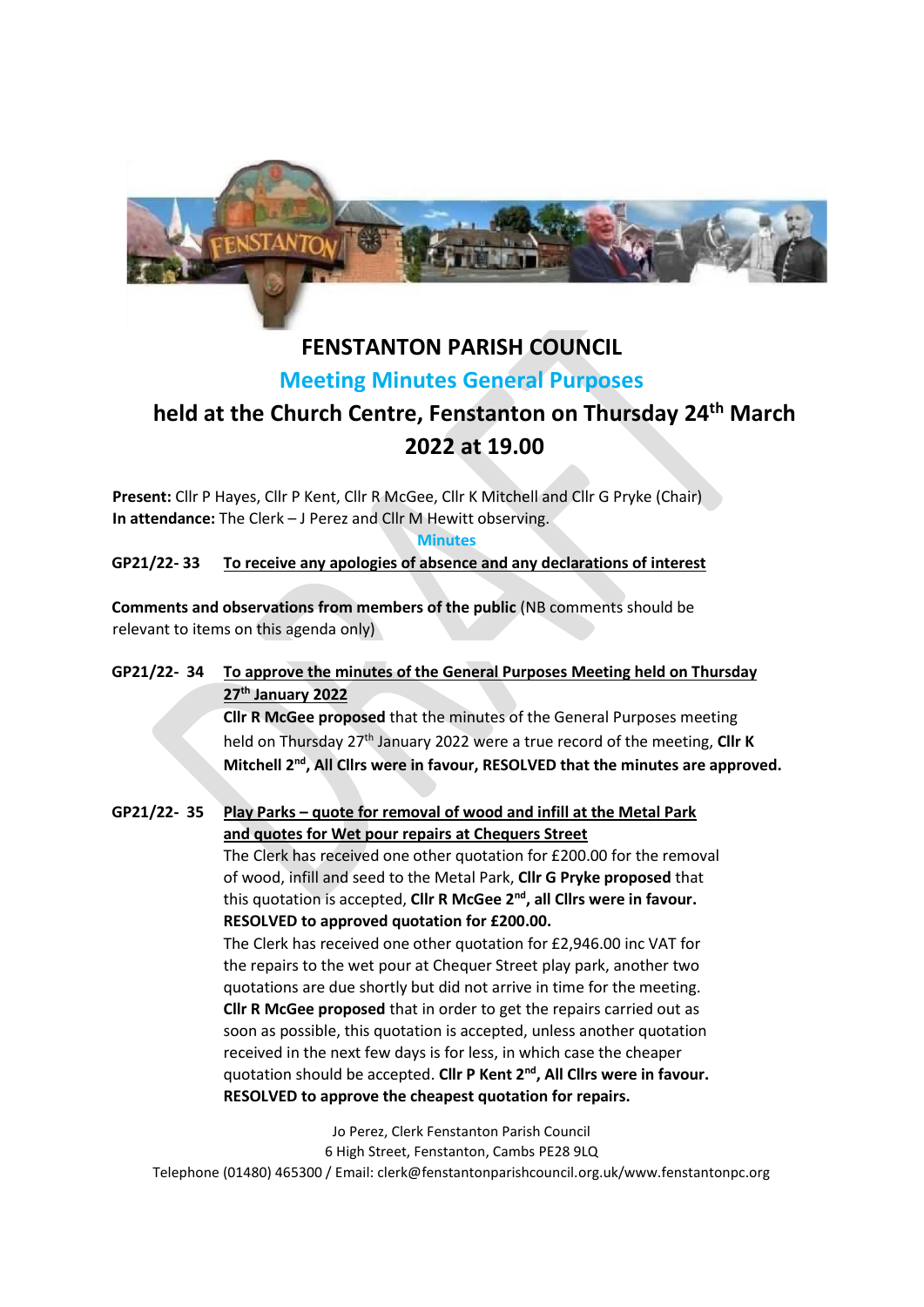# FENSTANTON PARISH COUNCIL

## Meeting Minutes General Purposes

## held at the Church Centre, Fenstanton on Thursday 24th March 2022 at 19.00

**Present:** Cllr P Hayes, Cllr P Kent, Cllr R McGee, Cllr K Mitchell and Cllr G Pryke (Chair)
**In attendance:** The Clerk – J Perez and Cllr M Hewitt observing.

**Minutes**

**GP21/22- 33** **To receive any apologies of absence and any declarations of interest**

**Comments and observations from members of the public** (NB comments should be relevant to items on this agenda only)

**GP21/22- 34** **To approve the minutes of the General Purposes Meeting held on Thursday 27th January 2022**

**Cllr R McGee proposed** that the minutes of the General Purposes meeting held on Thursday 27th January 2022 were a true record of the meeting, **Cllr K Mitchell 2nd, All Cllrs were in favour, RESOLVED that the minutes are approved.**

**GP21/22- 35** **Play Parks – quote for removal of wood and infill at the Metal Park and quotes for Wet pour repairs at Chequers Street**

The Clerk has received one other quotation for £200.00 for the removal of wood, infill and seed to the Metal Park, **Cllr G Pryke proposed** that this quotation is accepted, **Cllr R McGee 2nd, all Cllrs were in favour. RESOLVED to approved quotation for £200.00.**

The Clerk has received one other quotation for £2,946.00 inc VAT for the repairs to the wet pour at Chequer Street play park, another two quotations are due shortly but did not arrive in time for the meeting. **Cllr R McGee proposed** that in order to get the repairs carried out as soon as possible, this quotation is accepted, unless another quotation received in the next few days is for less, in which case the cheaper quotation should be accepted. **Cllr P Kent 2nd, All Cllrs were in favour. RESOLVED to approve the cheapest quotation for repairs.**

Jo Perez, Clerk Fenstanton Parish Council
6 High Street, Fenstanton, Cambs PE28 9LQ
Telephone (01480) 465300 / Email: clerk@fenstantonparishcouncil.org.uk/www.fenstantonpc.org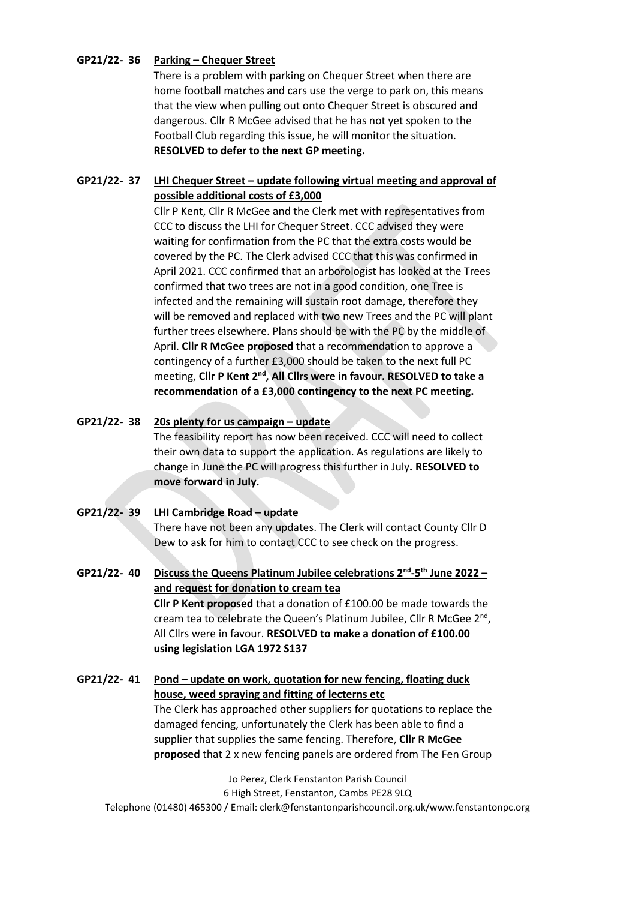**GP21/22- 36 Parking – Chequer Street**

There is a problem with parking on Chequer Street when there are home football matches and cars use the verge to park on, this means that the view when pulling out onto Chequer Street is obscured and dangerous. Cllr R McGee advised that he has not yet spoken to the Football Club regarding this issue, he will monitor the situation. **RESOLVED to defer to the next GP meeting.**

**GP21/22- 37 LHI Chequer Street – update following virtual meeting and approval of possible additional costs of £3,000**

Cllr P Kent, Cllr R McGee and the Clerk met with representatives from CCC to discuss the LHI for Chequer Street. CCC advised they were waiting for confirmation from the PC that the extra costs would be covered by the PC. The Clerk advised CCC that this was confirmed in April 2021. CCC confirmed that an arborologist has looked at the Trees confirmed that two trees are not in a good condition, one Tree is infected and the remaining will sustain root damage, therefore they will be removed and replaced with two new Trees and the PC will plant further trees elsewhere. Plans should be with the PC by the middle of April. **Cllr R McGee proposed** that a recommendation to approve a contingency of a further £3,000 should be taken to the next full PC meeting, **Cllr P Kent 2nd, All Cllrs were in favour. RESOLVED to take a recommendation of a £3,000 contingency to the next PC meeting.**

**GP21/22- 38 20s plenty for us campaign – update**

The feasibility report has now been received. CCC will need to collect their own data to support the application. As regulations are likely to change in June the PC will progress this further in July**. RESOLVED to move forward in July.**

**GP21/22- 39 LHI Cambridge Road – update**

There have not been any updates. The Clerk will contact County Cllr D Dew to ask for him to contact CCC to see check on the progress.

**GP21/22- 40 Discuss the Queens Platinum Jubilee celebrations 2nd-5th June 2022 – and request for donation to cream tea**

**Cllr P Kent proposed** that a donation of £100.00 be made towards the cream tea to celebrate the Queen's Platinum Jubilee, Cllr R McGee 2nd, All Cllrs were in favour. **RESOLVED to make a donation of £100.00 using legislation LGA 1972 S137**

**GP21/22- 41 Pond – update on work, quotation for new fencing, floating duck house, weed spraying and fitting of lecterns etc**

The Clerk has approached other suppliers for quotations to replace the damaged fencing, unfortunately the Clerk has been able to find a supplier that supplies the same fencing. Therefore, **Cllr R McGee proposed** that 2 x new fencing panels are ordered from The Fen Group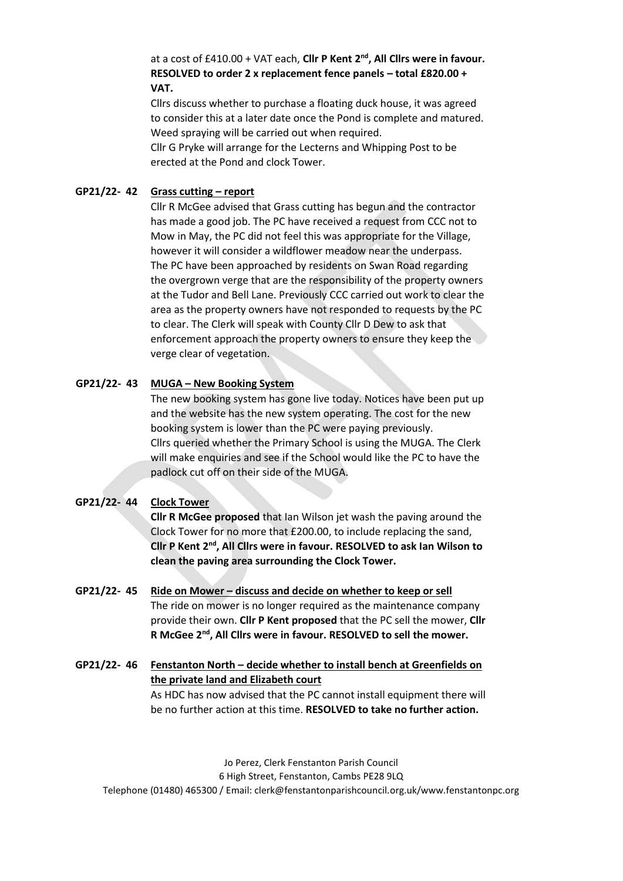at a cost of £410.00 + VAT each, **Cllr P Kent 2nd, All Cllrs were in favour. RESOLVED to order 2 x replacement fence panels – total £820.00 + VAT.**

Cllrs discuss whether to purchase a floating duck house, it was agreed to consider this at a later date once the Pond is complete and matured. Weed spraying will be carried out when required.

Cllr G Pryke will arrange for the Lecterns and Whipping Post to be erected at the Pond and clock Tower.

**GP21/22- 42** <u>**Grass cutting – report**</u>

Cllr R McGee advised that Grass cutting has begun and the contractor has made a good job. The PC have received a request from CCC not to Mow in May, the PC did not feel this was appropriate for the Village, however it will consider a wildflower meadow near the underpass. The PC have been approached by residents on Swan Road regarding the overgrown verge that are the responsibility of the property owners at the Tudor and Bell Lane. Previously CCC carried out work to clear the area as the property owners have not responded to requests by the PC to clear. The Clerk will speak with County Cllr D Dew to ask that enforcement approach the property owners to ensure they keep the verge clear of vegetation.

**GP21/22- 43** <u>**MUGA – New Booking System**</u>

The new booking system has gone live today. Notices have been put up and the website has the new system operating. The cost for the new booking system is lower than the PC were paying previously.

Cllrs queried whether the Primary School is using the MUGA. The Clerk will make enquiries and see if the School would like the PC to have the padlock cut off on their side of the MUGA.

**GP21/22- 44** <u>**Clock Tower**</u>

**Cllr R McGee proposed** that Ian Wilson jet wash the paving around the Clock Tower for no more that £200.00, to include replacing the sand, **Cllr P Kent 2nd, All Cllrs were in favour. RESOLVED to ask Ian Wilson to clean the paving area surrounding the Clock Tower.**

**GP21/22- 45** <u>**Ride on Mower – discuss and decide on whether to keep or sell**</u>

The ride on mower is no longer required as the maintenance company provide their own. **Cllr P Kent proposed** that the PC sell the mower, **Cllr R McGee 2nd, All Cllrs were in favour. RESOLVED to sell the mower.**

**GP21/22- 46** <u>**Fenstanton North – decide whether to install bench at Greenfields on the private land and Elizabeth court**</u>

As HDC has now advised that the PC cannot install equipment there will be no further action at this time. **RESOLVED to take no further action.**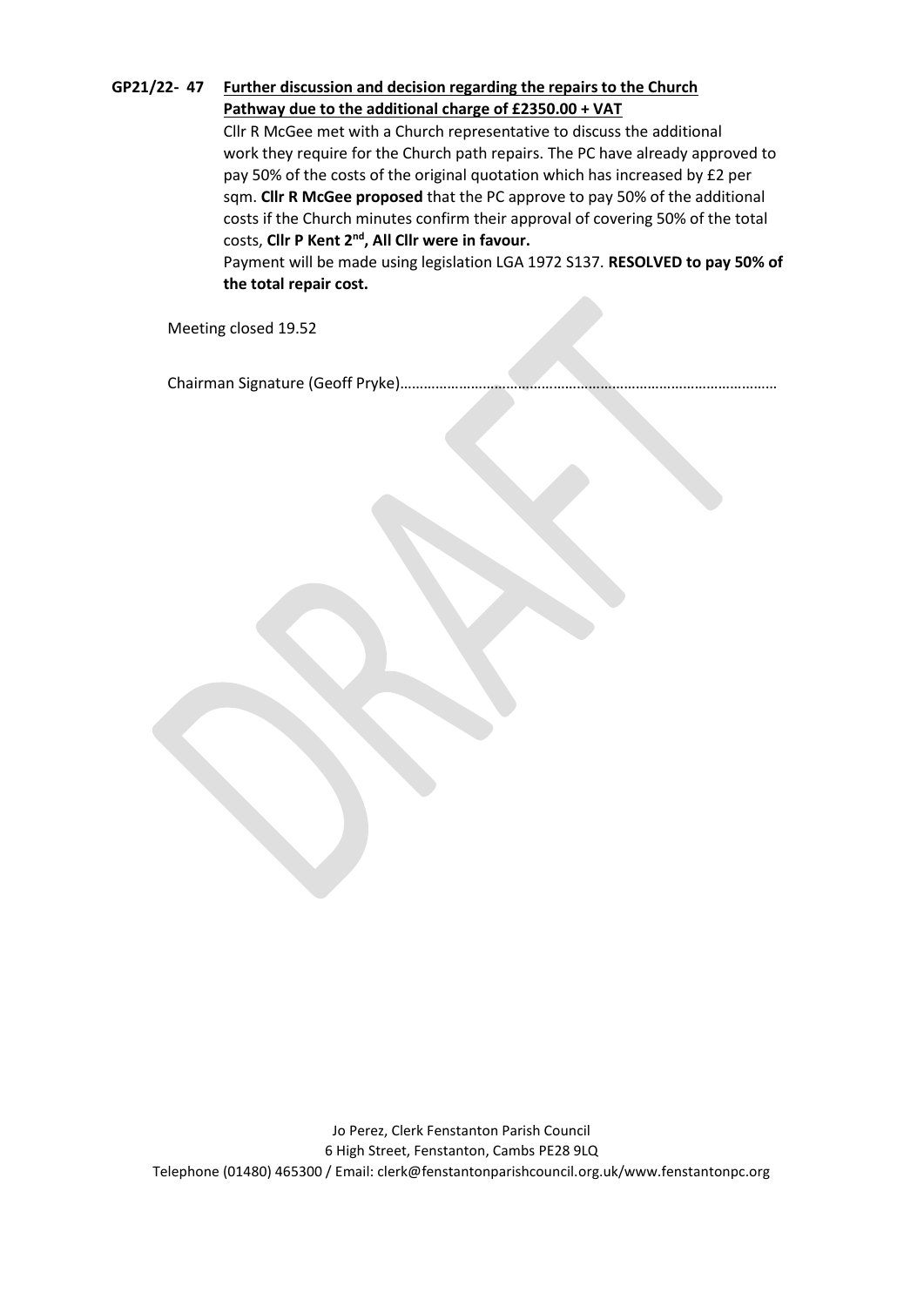**GP21/22- 47** **<u>Further discussion and decision regarding the repairs to the Church Pathway due to the additional charge of £2350.00 + VAT</u>**

Cllr R McGee met with a Church representative to discuss the additional work they require for the Church path repairs. The PC have already approved to pay 50% of the costs of the original quotation which has increased by £2 per sqm. **Cllr R McGee proposed** that the PC approve to pay 50% of the additional costs if the Church minutes confirm their approval of covering 50% of the total costs, **Cllr P Kent 2nd, All Cllr were in favour.**

Payment will be made using legislation LGA 1972 S137. **RESOLVED to pay 50% of the total repair cost.**

Meeting closed 19.52

Chairman Signature (Geoff Pryke)……………………………………………………………………………………

DRAFT

Jo Perez, Clerk Fenstanton Parish Council
6 High Street, Fenstanton, Cambs PE28 9LQ
Telephone (01480) 465300 / Email: clerk@fenstantonparishcouncil.org.uk/www.fenstantonpc.org